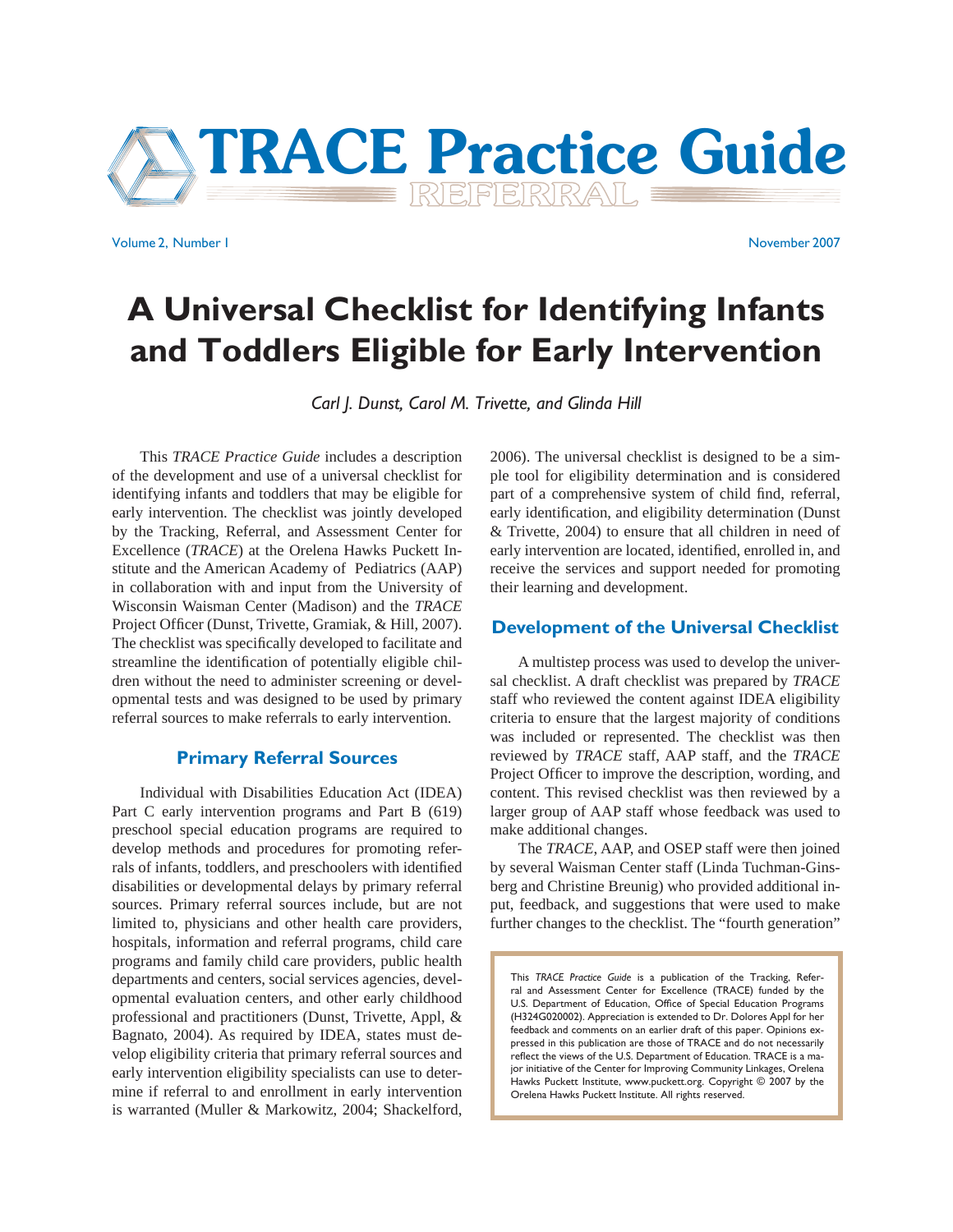# TRACE Practice Guide

REFERRAL

Volume 2, Number 1 November 2007

# A Universal Checklist for Identifying Infants and Toddlers Eligible for Early Intervention

*Carl J. Dunst, Carol M. Trivette, and Glinda Hill*

This *TRACE Practice Guide* includes a description of the development and use of a universal checklist for identifying infants and toddlers that may be eligible for early intervention. The checklist was jointly developed by the Tracking, Referral, and Assessment Center for Excellence (*TRACE*) at the Orelena Hawks Puckett Institute and the American Academy of Pediatrics (AAP) in collaboration with and input from the University of Wisconsin Waisman Center (Madison) and the *TRACE* Project Officer (Dunst, Trivette, Gramiak, & Hill, 2007). The checklist was specifically developed to facilitate and streamline the identification of potentially eligible children without the need to administer screening or developmental tests and was designed to be used by primary referral sources to make referrals to early intervention.

## Primary Referral Sources

Individual with Disabilities Education Act (IDEA) Part C early intervention programs and Part B (619) preschool special education programs are required to develop methods and procedures for promoting referrals of infants, toddlers, and preschoolers with identified disabilities or developmental delays by primary referral sources. Primary referral sources include, but are not limited to, physicians and other health care providers, hospitals, information and referral programs, child care programs and family child care providers, public health departments and centers, social services agencies, developmental evaluation centers, and other early childhood professional and practitioners (Dunst, Trivette, Appl, & Bagnato, 2004). As required by IDEA, states must develop eligibility criteria that primary referral sources and early intervention eligibility specialists can use to determine if referral to and enrollment in early intervention is warranted (Muller & Markowitz, 2004; Shackelford, 2006). The universal checklist is designed to be a simple tool for eligibility determination and is considered part of a comprehensive system of child find, referral, early identification, and eligibility determination (Dunst & Trivette, 2004) to ensure that all children in need of early intervention are located, identified, enrolled in, and receive the services and support needed for promoting their learning and development.

## Development of the Universal Checklist

A multistep process was used to develop the universal checklist. A draft checklist was prepared by *TRACE* staff who reviewed the content against IDEA eligibility criteria to ensure that the largest majority of conditions was included or represented. The checklist was then reviewed by *TRACE* staff, AAP staff, and the *TRACE* Project Officer to improve the description, wording, and content. This revised checklist was then reviewed by a larger group of AAP staff whose feedback was used to make additional changes.

The *TRACE*, AAP, and OSEP staff were then joined by several Waisman Center staff (Linda Tuchman-Ginsberg and Christine Breunig) who provided additional input, feedback, and suggestions that were used to make further changes to the checklist. The "fourth generation"

> This *TRACE Practice Guide* is a publication of the Tracking, Referral and Assessment Center for Excellence (TRACE) funded by the U.S. Department of Education, Office of Special Education Programs (H324G020002). Appreciation is extended to Dr. Dolores Appl for her feedback and comments on an earlier draft of this paper. Opinions expressed in this publication are those of TRACE and do not necessarily reflect the views of the U.S. Department of Education. TRACE is a major initiative of the Center for Improving Community Linkages, Orelena Hawks Puckett Institute, www.puckett.org. Copyright © 2007 by the Orelena Hawks Puckett Institute. All rights reserved.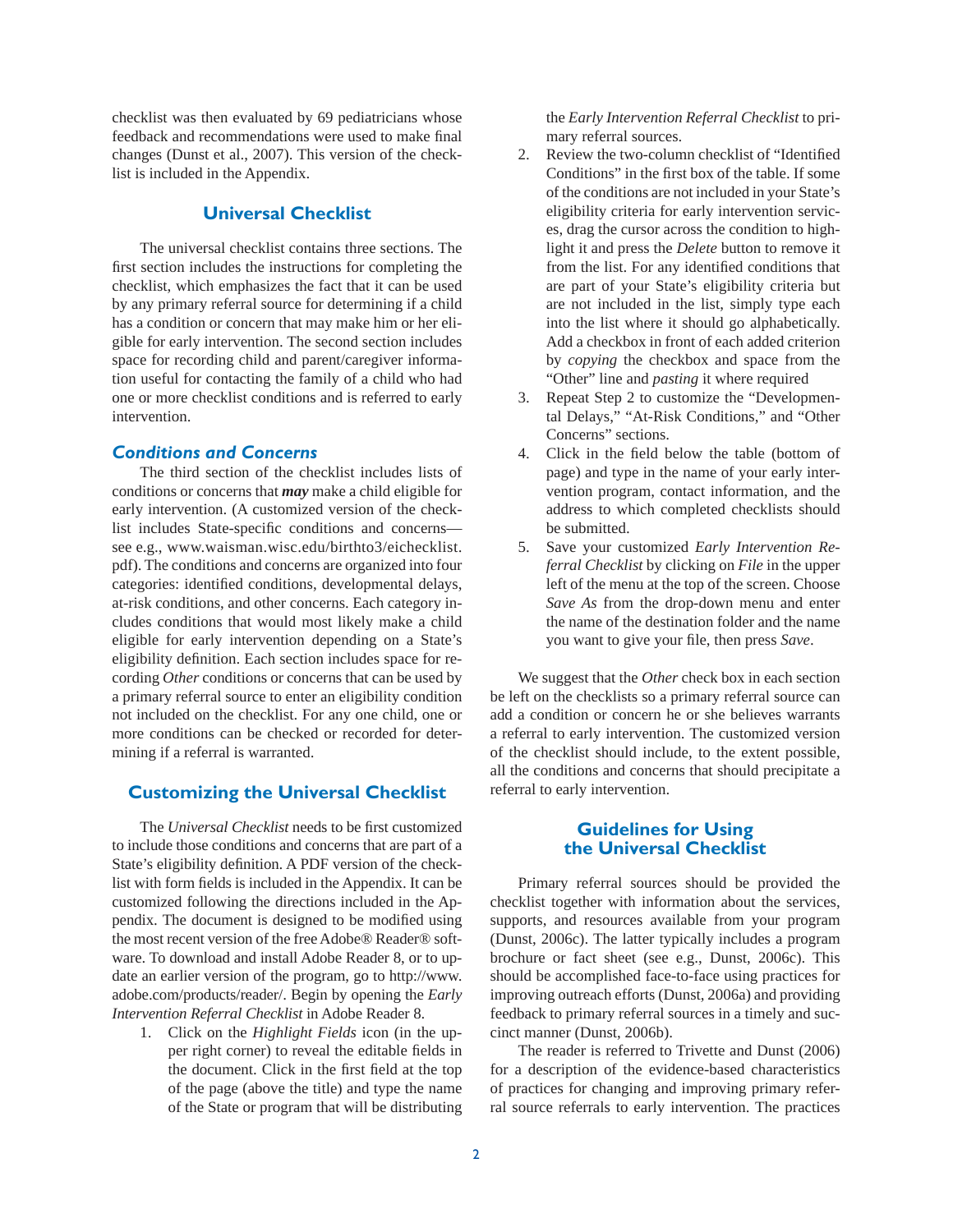checklist was then evaluated by 69 pediatricians whose feedback and recommendations were used to make final changes (Dunst et al., 2007). This version of the checklist is included in the Appendix.

## Universal Checklist

The universal checklist contains three sections. The first section includes the instructions for completing the checklist, which emphasizes the fact that it can be used by any primary referral source for determining if a child has a condition or concern that may make him or her eligible for early intervention. The second section includes space for recording child and parent/caregiver information useful for contacting the family of a child who had one or more checklist conditions and is referred to early intervention.

### *Conditions and Concerns*

The third section of the checklist includes lists of conditions or concerns that ***may*** make a child eligible for early intervention. (A customized version of the checklist includes State-specific conditions and concerns—see e.g., www.waisman.wisc.edu/birthto3/eichecklist.pdf). The conditions and concerns are organized into four categories: identified conditions, developmental delays, at-risk conditions, and other concerns. Each category includes conditions that would most likely make a child eligible for early intervention depending on a State's eligibility definition. Each section includes space for recording *Other* conditions or concerns that can be used by a primary referral source to enter an eligibility condition not included on the checklist. For any one child, one or more conditions can be checked or recorded for determining if a referral is warranted.

## Customizing the Universal Checklist

The *Universal Checklist* needs to be first customized to include those conditions and concerns that are part of a State's eligibility definition. A PDF version of the checklist with form fields is included in the Appendix. It can be customized following the directions included in the Appendix. The document is designed to be modified using the most recent version of the free Adobe® Reader® software. To download and install Adobe Reader 8, or to update an earlier version of the program, go to http://www.adobe.com/products/reader/. Begin by opening the *Early Intervention Referral Checklist* in Adobe Reader 8.

1. Click on the *Highlight Fields* icon (in the upper right corner) to reveal the editable fields in the document. Click in the first field at the top of the page (above the title) and type the name of the State or program that will be distributing the *Early Intervention Referral Checklist* to primary referral sources.
2. Review the two-column checklist of "Identified Conditions" in the first box of the table. If some of the conditions are not included in your State's eligibility criteria for early intervention services, drag the cursor across the condition to highlight it and press the *Delete* button to remove it from the list. For any identified conditions that are part of your State's eligibility criteria but are not included in the list, simply type each into the list where it should go alphabetically. Add a checkbox in front of each added criterion by *copying* the checkbox and space from the "Other" line and *pasting* it where required
3. Repeat Step 2 to customize the "Developmental Delays," "At-Risk Conditions," and "Other Concerns" sections.
4. Click in the field below the table (bottom of page) and type in the name of your early intervention program, contact information, and the address to which completed checklists should be submitted.
5. Save your customized *Early Intervention Referral Checklist* by clicking on *File* in the upper left of the menu at the top of the screen. Choose *Save As* from the drop-down menu and enter the name of the destination folder and the name you want to give your file, then press *Save*.

We suggest that the *Other* check box in each section be left on the checklists so a primary referral source can add a condition or concern he or she believes warrants a referral to early intervention. The customized version of the checklist should include, to the extent possible, all the conditions and concerns that should precipitate a referral to early intervention.

## Guidelines for Using the Universal Checklist

Primary referral sources should be provided the checklist together with information about the services, supports, and resources available from your program (Dunst, 2006c). The latter typically includes a program brochure or fact sheet (see e.g., Dunst, 2006c). This should be accomplished face-to-face using practices for improving outreach efforts (Dunst, 2006a) and providing feedback to primary referral sources in a timely and succinct manner (Dunst, 2006b).

The reader is referred to Trivette and Dunst (2006) for a description of the evidence-based characteristics of practices for changing and improving primary referral source referrals to early intervention. The practices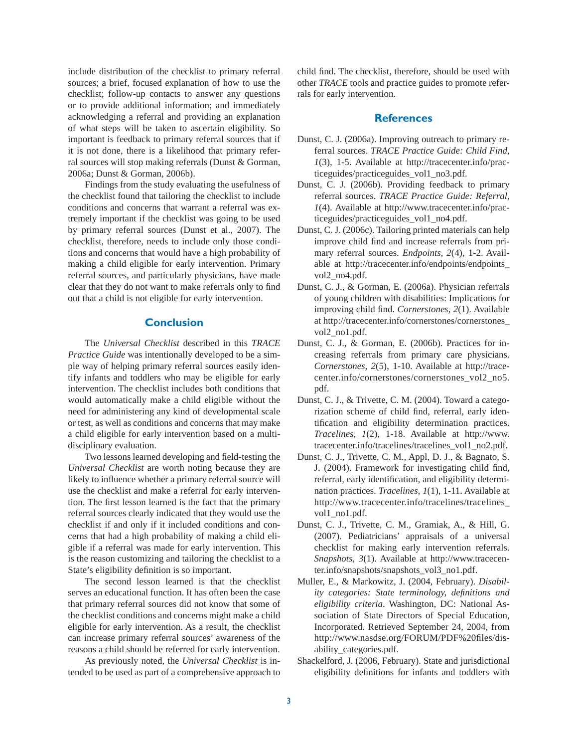include distribution of the checklist to primary referral sources; a brief, focused explanation of how to use the checklist; follow-up contacts to answer any questions or to provide additional information; and immediately acknowledging a referral and providing an explanation of what steps will be taken to ascertain eligibility. So important is feedback to primary referral sources that if it is not done, there is a likelihood that primary referral sources will stop making referrals (Dunst & Gorman, 2006a; Dunst & Gorman, 2006b).

Findings from the study evaluating the usefulness of the checklist found that tailoring the checklist to include conditions and concerns that warrant a referral was extremely important if the checklist was going to be used by primary referral sources (Dunst et al., 2007). The checklist, therefore, needs to include only those conditions and concerns that would have a high probability of making a child eligible for early intervention. Primary referral sources, and particularly physicians, have made clear that they do not want to make referrals only to find out that a child is not eligible for early intervention.

## Conclusion

The *Universal Checklist* described in this *TRACE Practice Guide* was intentionally developed to be a simple way of helping primary referral sources easily identify infants and toddlers who may be eligible for early intervention. The checklist includes both conditions that would automatically make a child eligible without the need for administering any kind of developmental scale or test, as well as conditions and concerns that may make a child eligible for early intervention based on a multidisciplinary evaluation.

Two lessons learned developing and field-testing the *Universal Checklist* are worth noting because they are likely to influence whether a primary referral source will use the checklist and make a referral for early intervention. The first lesson learned is the fact that the primary referral sources clearly indicated that they would use the checklist if and only if it included conditions and concerns that had a high probability of making a child eligible if a referral was made for early intervention. This is the reason customizing and tailoring the checklist to a State's eligibility definition is so important.

The second lesson learned is that the checklist serves an educational function. It has often been the case that primary referral sources did not know that some of the checklist conditions and concerns might make a child eligible for early intervention. As a result, the checklist can increase primary referral sources' awareness of the reasons a child should be referred for early intervention.

As previously noted, the *Universal Checklist* is intended to be used as part of a comprehensive approach to child find. The checklist, therefore, should be used with other *TRACE* tools and practice guides to promote referrals for early intervention.

## References

Dunst, C. J. (2006a). Improving outreach to primary referral sources. *TRACE Practice Guide: Child Find, 1*(3), 1-5. Available at http://tracecenter.info/practiceguides/practiceguides_vol1_no3.pdf.

Dunst, C. J. (2006b). Providing feedback to primary referral sources. *TRACE Practice Guide: Referral, 1*(4). Available at http://www.tracecenter.info/practiceguides/practiceguides_vol1_no4.pdf.

Dunst, C. J. (2006c). Tailoring printed materials can help improve child find and increase referrals from primary referral sources. *Endpoints, 2*(4), 1-2. Available at http://tracecenter.info/endpoints/endpoints_vol2_no4.pdf.

Dunst, C. J., & Gorman, E. (2006a). Physician referrals of young children with disabilities: Implications for improving child find. *Cornerstones*, *2*(1). Available at http://tracecenter.info/cornerstones/cornerstones_vol2_no1.pdf.

Dunst, C. J., & Gorman, E. (2006b). Practices for increasing referrals from primary care physicians. *Cornerstones, 2*(5), 1-10. Available at http://tracecenter.info/cornerstones/cornerstones_vol2_no5.pdf.

Dunst, C. J., & Trivette, C. M. (2004). Toward a categorization scheme of child find, referral, early identification and eligibility determination practices. *Tracelines, 1*(2), 1-18. Available at http://www.tracecenter.info/tracelines/tracelines_vol1_no2.pdf.

Dunst, C. J., Trivette, C. M., Appl, D. J., & Bagnato, S. J. (2004). Framework for investigating child find, referral, early identification, and eligibility determination practices. *Tracelines*, *1*(1), 1-11. Available at http://www.tracecenter.info/tracelines/tracelines_vol1_no1.pdf.

Dunst, C. J., Trivette, C. M., Gramiak, A., & Hill, G. (2007). Pediatricians' appraisals of a universal checklist for making early intervention referrals. *Snapshots, 3*(1). Available at http://www.tracecenter.info/snapshots/snapshots_vol3_no1.pdf.

Muller, E., & Markowitz, J. (2004, February). *Disability categories: State terminology, definitions and eligibility criteria*. Washington, DC: National Association of State Directors of Special Education, Incorporated. Retrieved September 24, 2004, from http://www.nasdse.org/FORUM/PDF%20files/disability_categories.pdf.

Shackelford, J. (2006, February). State and jurisdictional eligibility definitions for infants and toddlers with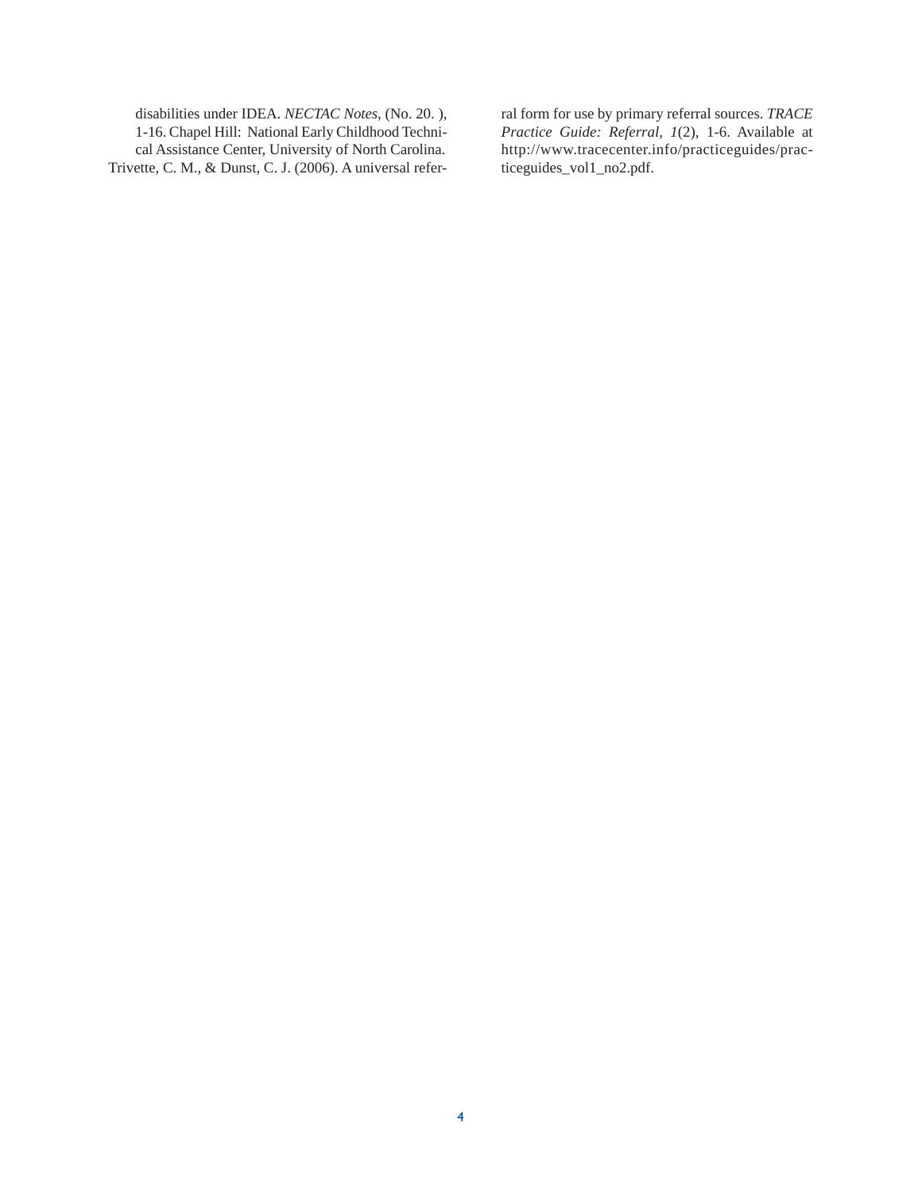disabilities under IDEA. *NECTAC Notes,* (No. 20. ), 1-16. Chapel Hill: National Early Childhood Technical Assistance Center, University of North Carolina.

Trivette, C. M., & Dunst, C. J. (2006). A universal referral form for use by primary referral sources. *TRACE Practice Guide: Referral, 1*(2), 1-6. Available at http://www.tracecenter.info/practiceguides/practiceguides_vol1_no2.pdf.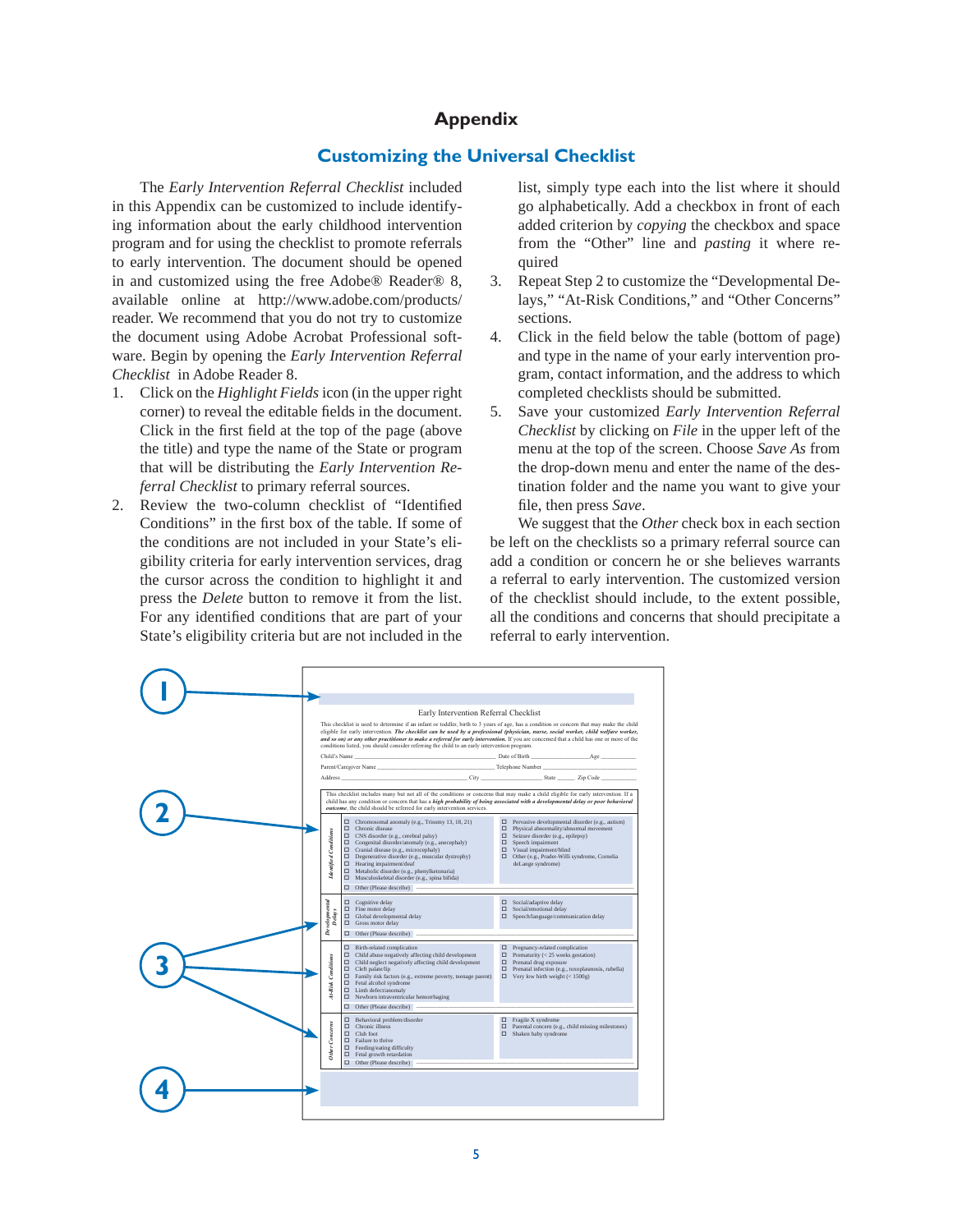# Appendix

## Customizing the Universal Checklist

The *Early Intervention Referral Checklist* included in this Appendix can be customized to include identifying information about the early childhood intervention program and for using the checklist to promote referrals to early intervention. The document should be opened in and customized using the free Adobe® Reader® 8, available online at http://www.adobe.com/products/reader. We recommend that you do not try to customize the document using Adobe Acrobat Professional software. Begin by opening the *Early Intervention Referral Checklist* in Adobe Reader 8.

1. Click on the *Highlight Fields* icon (in the upper right corner) to reveal the editable fields in the document. Click in the first field at the top of the page (above the title) and type the name of the State or program that will be distributing the *Early Intervention Referral Checklist* to primary referral sources.
2. Review the two-column checklist of "Identified Conditions" in the first box of the table. If some of the conditions are not included in your State's eligibility criteria for early intervention services, drag the cursor across the condition to highlight it and press the *Delete* button to remove it from the list. For any identified conditions that are part of your State's eligibility criteria but are not included in the list, simply type each into the list where it should go alphabetically. Add a checkbox in front of each added criterion by *copying* the checkbox and space from the "Other" line and *pasting* it where required
3. Repeat Step 2 to customize the "Developmental Delays," "At-Risk Conditions," and "Other Concerns" sections.
4. Click in the field below the table (bottom of page) and type in the name of your early intervention program, contact information, and the address to which completed checklists should be submitted.
5. Save your customized *Early Intervention Referral Checklist* by clicking on *File* in the upper left of the menu at the top of the screen. Choose *Save As* from the drop-down menu and enter the name of the destination folder and the name you want to give your file, then press *Save*.

We suggest that the *Other* check box in each section be left on the checklists so a primary referral source can add a condition or concern he or she believes warrants a referral to early intervention. The customized version of the checklist should include, to the extent possible, all the conditions and concerns that should precipitate a referral to early intervention.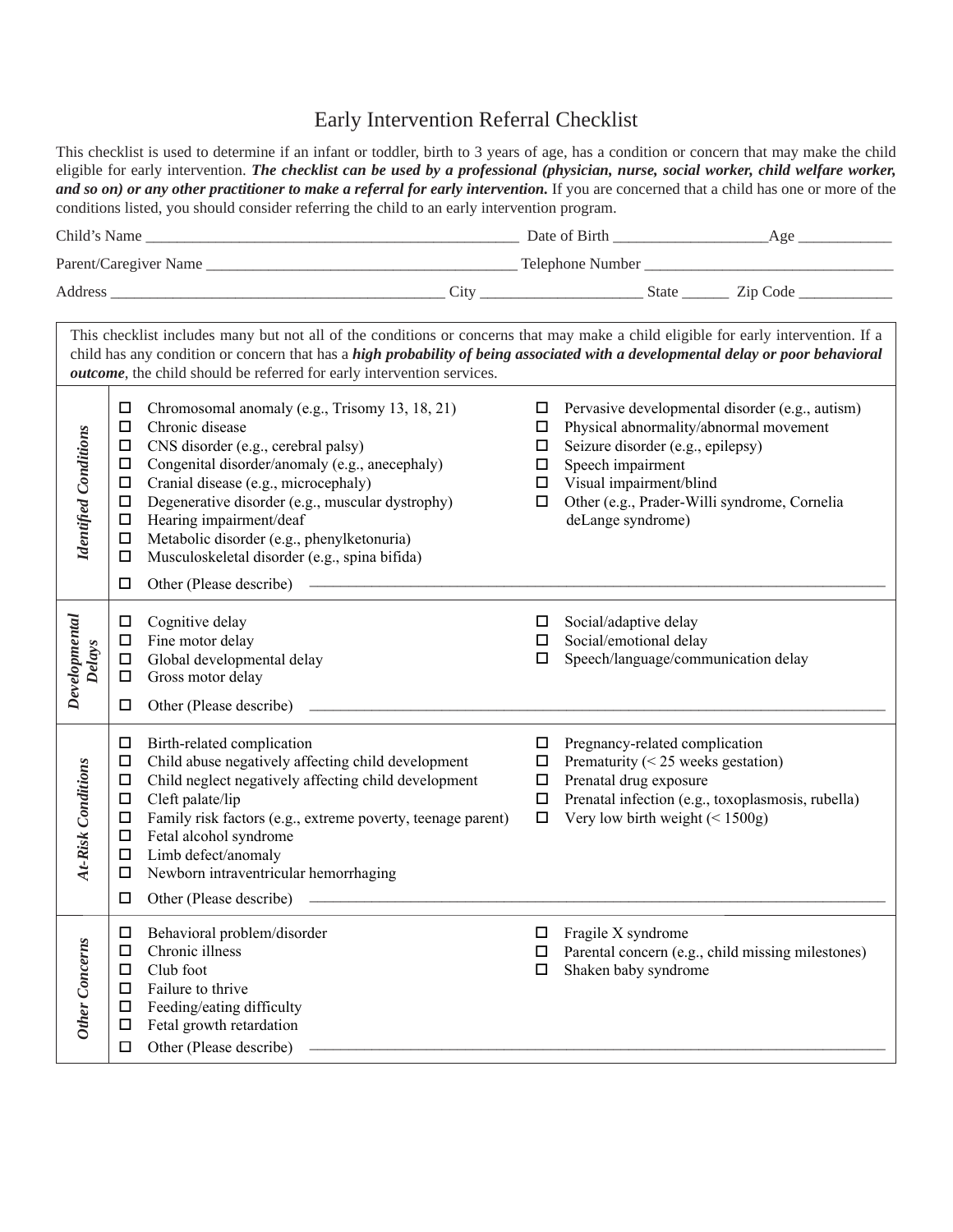# Early Intervention Referral Checklist

This checklist is used to determine if an infant or toddler, birth to 3 years of age, has a condition or concern that may make the child eligible for early intervention. ***The checklist can be used by a professional (physician, nurse, social worker, child welfare worker, and so on) or any other practitioner to make a referral for early intervention.*** If you are concerned that a child has one or more of the conditions listed, you should consider referring the child to an early intervention program.

Child's Name ______________________________ Date of Birth ______________ Age __________

Parent/Caregiver Name ______________________________ Telephone Number ______________________

Address ______________________________ City ______________ State ______ Zip Code __________

This checklist includes many but not all of the conditions or concerns that may make a child eligible for early intervention. If a child has any condition or concern that has a ***high probability of being associated with a developmental delay or poor behavioral outcome***, the child should be referred for early intervention services.

### *Identified Conditions*

- ☐ Chromosomal anomaly (e.g., Trisomy 13, 18, 21)
- ☐ Chronic disease
- ☐ CNS disorder (e.g., cerebral palsy)
- ☐ Congenital disorder/anomaly (e.g., anecephaly)
- ☐ Cranial disease (e.g., microcephaly)
- ☐ Degenerative disorder (e.g., muscular dystrophy)
- ☐ Hearing impairment/deaf
- ☐ Metabolic disorder (e.g., phenylketonuria)
- ☐ Musculoskeletal disorder (e.g., spina bifida)
- ☐ Pervasive developmental disorder (e.g., autism)
- ☐ Physical abnormality/abnormal movement
- ☐ Seizure disorder (e.g., epilepsy)
- ☐ Speech impairment
- ☐ Visual impairment/blind
- ☐ Other (e.g., Prader-Willi syndrome, Cornelia deLange syndrome)
- ☐ Other (Please describe) ______________________________

### *Developmental Delays*

- ☐ Cognitive delay
- ☐ Fine motor delay
- ☐ Global developmental delay
- ☐ Gross motor delay
- ☐ Social/adaptive delay
- ☐ Social/emotional delay
- ☐ Speech/language/communication delay
- ☐ Other (Please describe) ______________________________

### *At-Risk Conditions*

- ☐ Birth-related complication
- ☐ Child abuse negatively affecting child development
- ☐ Child neglect negatively affecting child development
- ☐ Cleft palate/lip
- ☐ Family risk factors (e.g., extreme poverty, teenage parent)
- ☐ Fetal alcohol syndrome
- ☐ Limb defect/anomaly
- ☐ Newborn intraventricular hemorrhaging
- ☐ Pregnancy-related complication
- ☐ Prematurity (< 25 weeks gestation)
- ☐ Prenatal drug exposure
- ☐ Prenatal infection (e.g., toxoplasmosis, rubella)
- ☐ Very low birth weight (< 1500g)
- ☐ Other (Please describe) ______________________________

### *Other Concerns*

- ☐ Behavioral problem/disorder
- ☐ Chronic illness
- ☐ Club foot
- ☐ Failure to thrive
- ☐ Feeding/eating difficulty
- ☐ Fetal growth retardation
- ☐ Fragile X syndrome
- ☐ Parental concern (e.g., child missing milestones)
- ☐ Shaken baby syndrome
- ☐ Other (Please describe) ______________________________